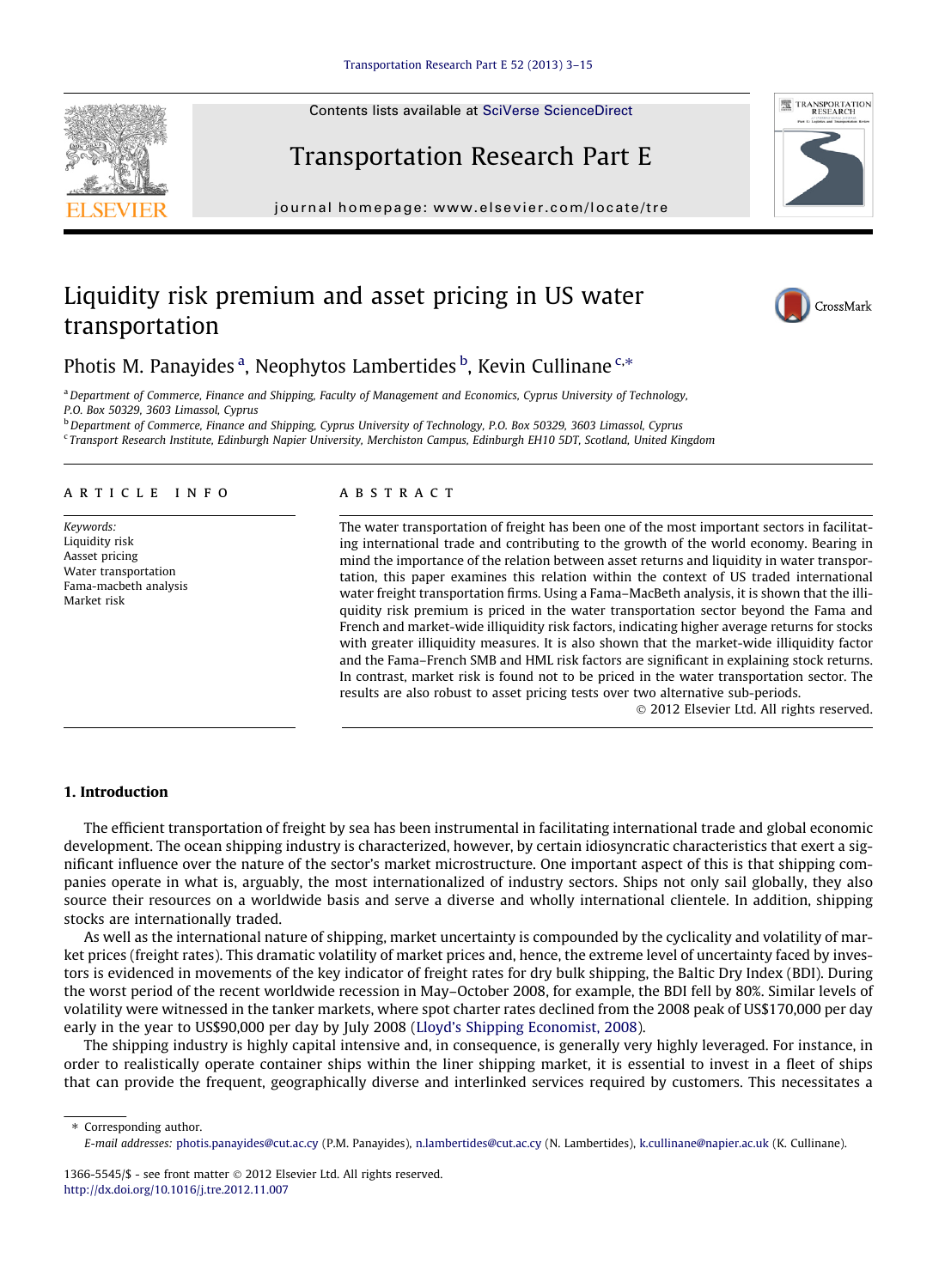Contents lists available at SciVerse ScienceDirect

# Transportation Research Part E

journal homepage: www.elsevier.com/locate/tre

# Liquidity risk premium and asset pricing in US water transportation

Photis M. Panayides [a], Neophytos Lambertides [b], Kevin Cullinane [c,*]

[a] Department of Commerce, Finance and Shipping, Faculty of Management and Economics, Cyprus University of Technology, P.O. Box 50329, 3603 Limassol, Cyprus

[b] Department of Commerce, Finance and Shipping, Cyprus University of Technology, P.O. Box 50329, 3603 Limassol, Cyprus

[c] Transport Research Institute, Edinburgh Napier University, Merchiston Campus, Edinburgh EH10 5DT, Scotland, United Kingdom

## ARTICLE INFO

*Keywords:*
Liquidity risk
Aasset pricing
Water transportation
Fama-macbeth analysis
Market risk

## ABSTRACT

The water transportation of freight has been one of the most important sectors in facilitating international trade and contributing to the growth of the world economy. Bearing in mind the importance of the relation between asset returns and liquidity in water transportation, this paper examines this relation within the context of US traded international water freight transportation firms. Using a Fama–MacBeth analysis, it is shown that the illiquidity risk premium is priced in the water transportation sector beyond the Fama and French and market-wide illiquidity risk factors, indicating higher average returns for stocks with greater illiquidity measures. It is also shown that the market-wide illiquidity factor and the Fama–French SMB and HML risk factors are significant in explaining stock returns. In contrast, market risk is found not to be priced in the water transportation sector. The results are also robust to asset pricing tests over two alternative sub-periods.

© 2012 Elsevier Ltd. All rights reserved.

## 1. Introduction

The efficient transportation of freight by sea has been instrumental in facilitating international trade and global economic development. The ocean shipping industry is characterized, however, by certain idiosyncratic characteristics that exert a significant influence over the nature of the sector's market microstructure. One important aspect of this is that shipping companies operate in what is, arguably, the most internationalized of industry sectors. Ships not only sail globally, they also source their resources on a worldwide basis and serve a diverse and wholly international clientele. In addition, shipping stocks are internationally traded.

As well as the international nature of shipping, market uncertainty is compounded by the cyclicality and volatility of market prices (freight rates). This dramatic volatility of market prices and, hence, the extreme level of uncertainty faced by investors is evidenced in movements of the key indicator of freight rates for dry bulk shipping, the Baltic Dry Index (BDI). During the worst period of the recent worldwide recession in May–October 2008, for example, the BDI fell by 80%. Similar levels of volatility were witnessed in the tanker markets, where spot charter rates declined from the 2008 peak of US$170,000 per day early in the year to US$90,000 per day by July 2008 (Lloyd's Shipping Economist, 2008).

The shipping industry is highly capital intensive and, in consequence, is generally very highly leveraged. For instance, in order to realistically operate container ships within the liner shipping market, it is essential to invest in a fleet of ships that can provide the frequent, geographically diverse and interlinked services required by customers. This necessitates a

---

* Corresponding author.
*E-mail addresses:* photis.panayides@cut.ac.cy (P.M. Panayides), n.lambertides@cut.ac.cy (N. Lambertides), k.cullinane@napier.ac.uk (K. Cullinane).

1366-5545/$ - see front matter © 2012 Elsevier Ltd. All rights reserved.
http://dx.doi.org/10.1016/j.tre.2012.11.007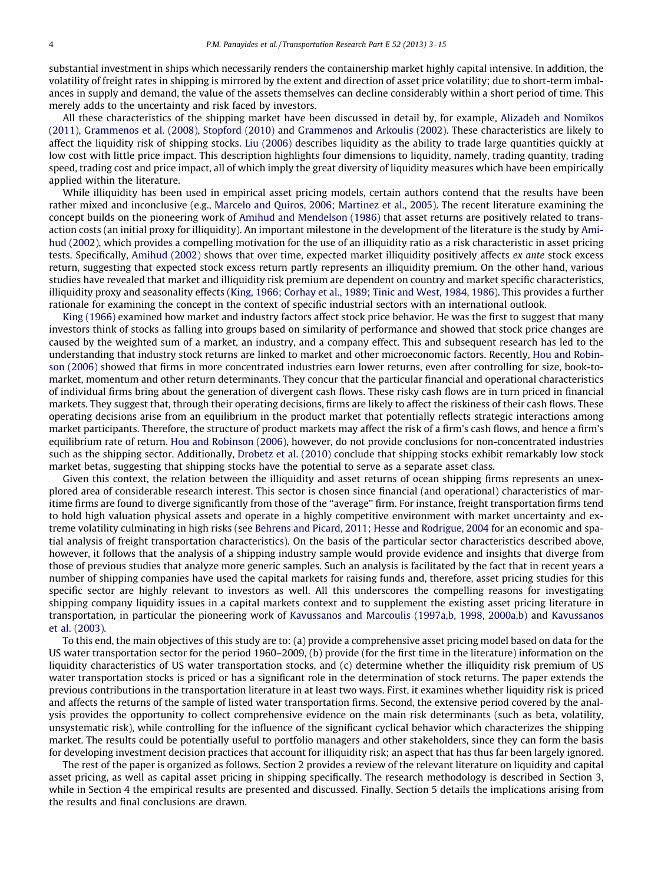substantial investment in ships which necessarily renders the containership market highly capital intensive. In addition, the volatility of freight rates in shipping is mirrored by the extent and direction of asset price volatility; due to short-term imbalances in supply and demand, the value of the assets themselves can decline considerably within a short period of time. This merely adds to the uncertainty and risk faced by investors.

All these characteristics of the shipping market have been discussed in detail by, for example, Alizadeh and Nomikos (2011), Grammenos et al. (2008), Stopford (2010) and Grammenos and Arkoulis (2002). These characteristics are likely to affect the liquidity risk of shipping stocks. Liu (2006) describes liquidity as the ability to trade large quantities quickly at low cost with little price impact. This description highlights four dimensions to liquidity, namely, trading quantity, trading speed, trading cost and price impact, all of which imply the great diversity of liquidity measures which have been empirically applied within the literature.

While illiquidity has been used in empirical asset pricing models, certain authors contend that the results have been rather mixed and inconclusive (e.g., Marcelo and Quiros, 2006; Martinez et al., 2005). The recent literature examining the concept builds on the pioneering work of Amihud and Mendelson (1986) that asset returns are positively related to transaction costs (an initial proxy for illiquidity). An important milestone in the development of the literature is the study by Amihud (2002), which provides a compelling motivation for the use of an illiquidity ratio as a risk characteristic in asset pricing tests. Specifically, Amihud (2002) shows that over time, expected market illiquidity positively affects *ex ante* stock excess return, suggesting that expected stock excess return partly represents an illiquidity premium. On the other hand, various studies have revealed that market and illiquidity risk premium are dependent on country and market specific characteristics, illiquidity proxy and seasonality effects (King, 1966; Corhay et al., 1989; Tinic and West, 1984, 1986). This provides a further rationale for examining the concept in the context of specific industrial sectors with an international outlook.

King (1966) examined how market and industry factors affect stock price behavior. He was the first to suggest that many investors think of stocks as falling into groups based on similarity of performance and showed that stock price changes are caused by the weighted sum of a market, an industry, and a company effect. This and subsequent research has led to the understanding that industry stock returns are linked to market and other microeconomic factors. Recently, Hou and Robinson (2006) showed that firms in more concentrated industries earn lower returns, even after controlling for size, book-to-market, momentum and other return determinants. They concur that the particular financial and operational characteristics of individual firms bring about the generation of divergent cash flows. These risky cash flows are in turn priced in financial markets. They suggest that, through their operating decisions, firms are likely to affect the riskiness of their cash flows. These operating decisions arise from an equilibrium in the product market that potentially reflects strategic interactions among market participants. Therefore, the structure of product markets may affect the risk of a firm's cash flows, and hence a firm's equilibrium rate of return. Hou and Robinson (2006), however, do not provide conclusions for non-concentrated industries such as the shipping sector. Additionally, Drobetz et al. (2010) conclude that shipping stocks exhibit remarkably low stock market betas, suggesting that shipping stocks have the potential to serve as a separate asset class.

Given this context, the relation between the illiquidity and asset returns of ocean shipping firms represents an unexplored area of considerable research interest. This sector is chosen since financial (and operational) characteristics of maritime firms are found to diverge significantly from those of the "average" firm. For instance, freight transportation firms tend to hold high valuation physical assets and operate in a highly competitive environment with market uncertainty and extreme volatility culminating in high risks (see Behrens and Picard, 2011; Hesse and Rodrigue, 2004 for an economic and spatial analysis of freight transportation characteristics). On the basis of the particular sector characteristics described above, however, it follows that the analysis of a shipping industry sample would provide evidence and insights that diverge from those of previous studies that analyze more generic samples. Such an analysis is facilitated by the fact that in recent years a number of shipping companies have used the capital markets for raising funds and, therefore, asset pricing studies for this specific sector are highly relevant to investors as well. All this underscores the compelling reasons for investigating shipping company liquidity issues in a capital markets context and to supplement the existing asset pricing literature in transportation, in particular the pioneering work of Kavussanos and Marcoulis (1997a,b, 1998, 2000a,b) and Kavussanos et al. (2003).

To this end, the main objectives of this study are to: (a) provide a comprehensive asset pricing model based on data for the US water transportation sector for the period 1960–2009, (b) provide (for the first time in the literature) information on the liquidity characteristics of US water transportation stocks, and (c) determine whether the illiquidity risk premium of US water transportation stocks is priced or has a significant role in the determination of stock returns. The paper extends the previous contributions in the transportation literature in at least two ways. First, it examines whether liquidity risk is priced and affects the returns of the sample of listed water transportation firms. Second, the extensive period covered by the analysis provides the opportunity to collect comprehensive evidence on the main risk determinants (such as beta, volatility, unsystematic risk), while controlling for the influence of the significant cyclical behavior which characterizes the shipping market. The results could be potentially useful to portfolio managers and other stakeholders, since they can form the basis for developing investment decision practices that account for illiquidity risk; an aspect that has thus far been largely ignored.

The rest of the paper is organized as follows. Section 2 provides a review of the relevant literature on liquidity and capital asset pricing, as well as capital asset pricing in shipping specifically. The research methodology is described in Section 3, while in Section 4 the empirical results are presented and discussed. Finally, Section 5 details the implications arising from the results and final conclusions are drawn.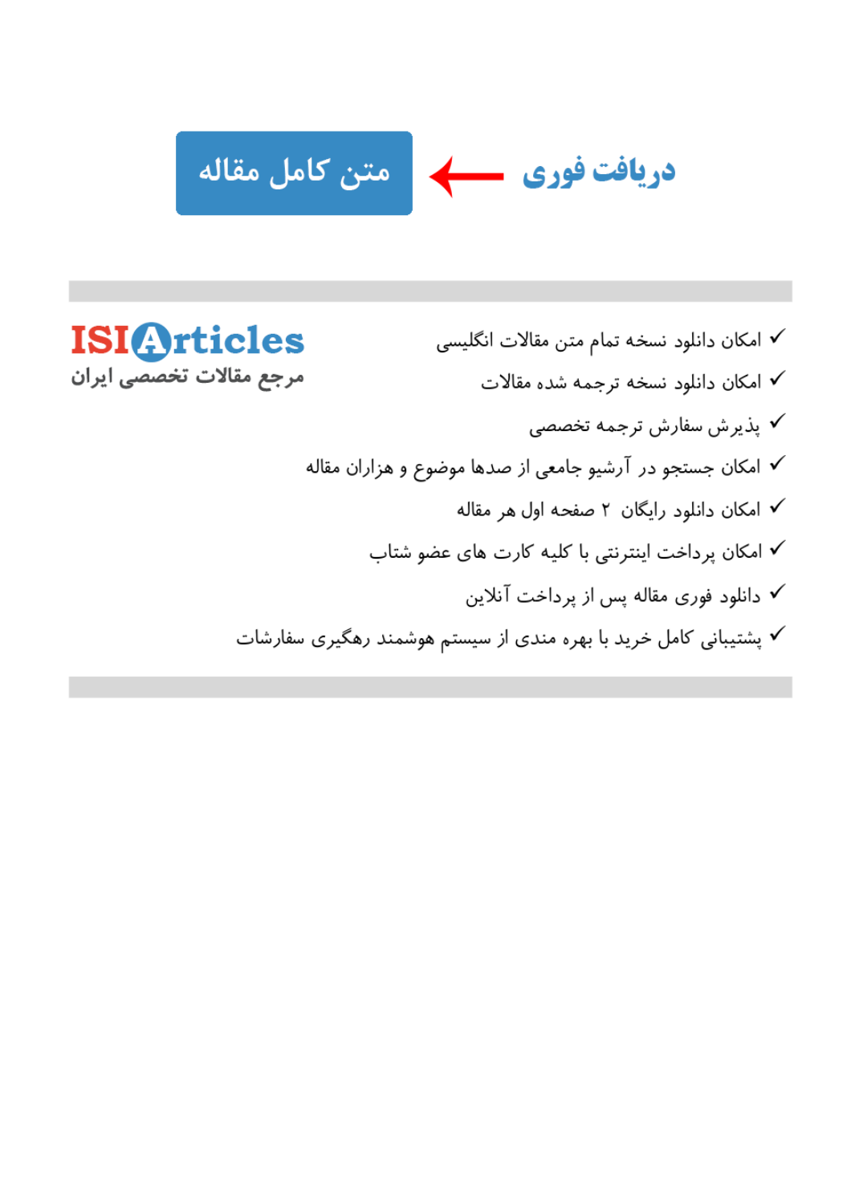دریافت فوری ← متن کامل مقاله

**ISIArticles**
مرجع مقالات تخصصی ایران

- ✓ امکان دانلود نسخه تمام متن مقالات انگلیسی
- ✓ امکان دانلود نسخه ترجمه شده مقالات
- ✓ پذیرش سفارش ترجمه تخصصی
- ✓ امکان جستجو در آرشیو جامعی از صدها موضوع و هزاران مقاله
- ✓ امکان دانلود رایگان ۲ صفحه اول هر مقاله
- ✓ امکان پرداخت اینترنتی با کلیه کارت های عضو شتاب
- ✓ دانلود فوری مقاله پس از پرداخت آنلاین
- ✓ پشتیبانی کامل خرید با بهره مندی از سیستم هوشمند رهگیری سفارشات